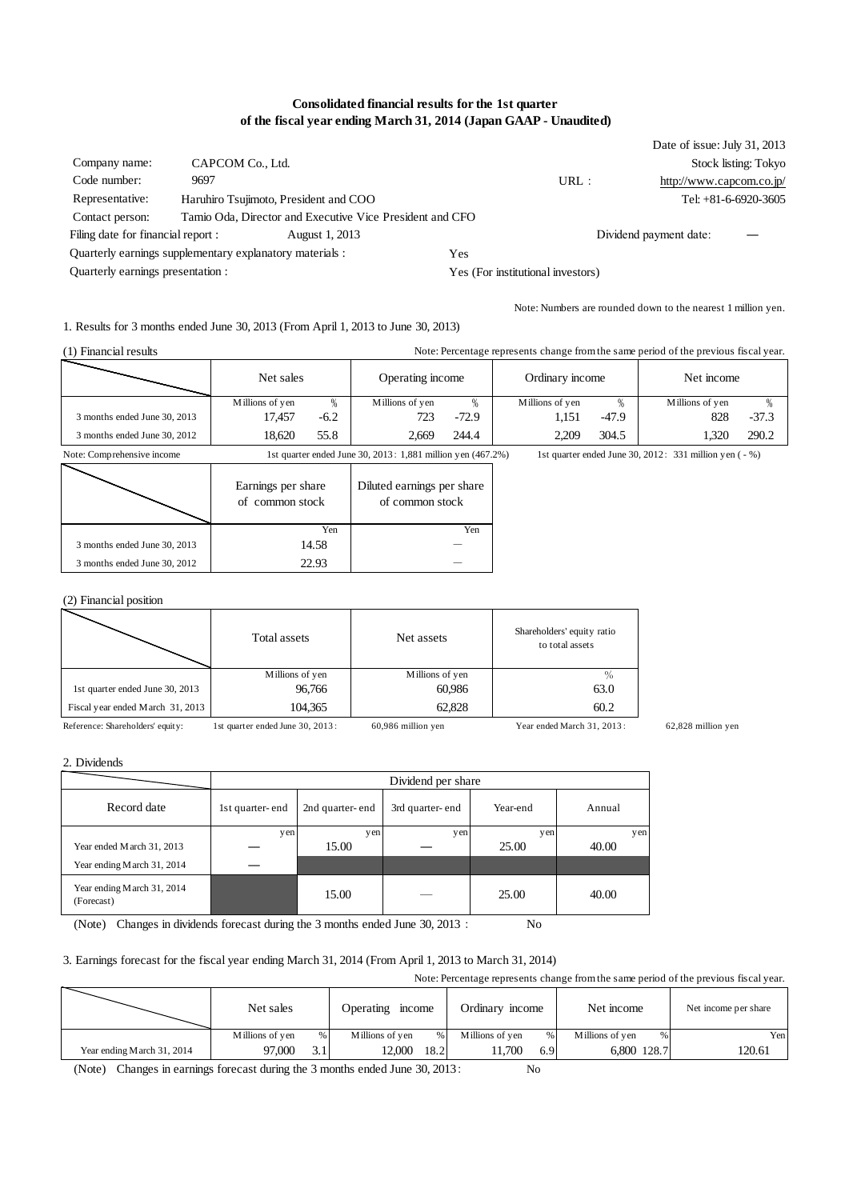# Consolidated financial results for the 1st quarter of the fiscal year ending March 31, 2014 (Japan GAAP - Unaudited)

Date of issue: July 31, 2013

| | | | |
|---|---|---|---|
| Company name: | CAPCOM Co., Ltd. | | Stock listing: Tokyo |
| Code number: | 9697 | URL : | http://www.capcom.co.jp/ |
| Representative: | Haruhiro Tsujimoto, President and COO | | Tel: +81-6-6920-3605 |
| Contact person: | Tamio Oda, Director and Executive Vice President and CFO | | |

Filing date for financial report : August 1, 2013 — Dividend payment date: ―

Quarterly earnings supplementary explanatory materials : Yes

Quarterly earnings presentation : Yes (For institutional investors)

Note: Numbers are rounded down to the nearest 1 million yen.

## 1. Results for 3 months ended June 30, 2013 (From April 1, 2013 to June 30, 2013)

### (1) Financial results

Note: Percentage represents change from the same period of the previous fiscal year.

| | Net sales | | Operating income | | Ordinary income | | Net income | |
|---|---|---|---|---|---|---|---|---|
| | Millions of yen | % | Millions of yen | % | Millions of yen | % | Millions of yen | % |
| 3 months ended June 30, 2013 | 17,457 | -6.2 | 723 | -72.9 | 1,151 | -47.9 | 828 | -37.3 |
| 3 months ended June 30, 2012 | 18,620 | 55.8 | 2,669 | 244.4 | 2,209 | 304.5 | 1,320 | 290.2 |

Note: Comprehensive income 1st quarter ended June 30, 2013 : 1,881 million yen (467.2%) 1st quarter ended June 30, 2012 : 331 million yen ( - %)

| | Earnings per share of common stock | Diluted earnings per share of common stock |
|---|---|---|
| | Yen | Yen |
| 3 months ended June 30, 2013 | 14.58 | ― |
| 3 months ended June 30, 2012 | 22.93 | ― |

### (2) Financial position

| | Total assets | Net assets | Shareholders' equity ratio to total assets |
|---|---|---|---|
| | Millions of yen | Millions of yen | % |
| 1st quarter ended June 30, 2013 | 96,766 | 60,986 | 63.0 |
| Fiscal year ended March 31, 2013 | 104,365 | 62,828 | 60.2 |

Reference: Shareholders' equity: 1st quarter ended June 30, 2013 : 60,986 million yen Year ended March 31, 2013 : 62,828 million yen

## 2. Dividends

| Record date | Dividend per share | | | | |
|---|---|---|---|---|---|
| | 1st quarter-end | 2nd quarter-end | 3rd quarter-end | Year-end | Annual |
| | yen | yen | yen | yen | yen |
| Year ended March 31, 2013 | ― | 15.00 | ― | 25.00 | 40.00 |
| Year ending March 31, 2014 | ― | | | | |
| Year ending March 31, 2014 (Forecast) | | 15.00 | ― | 25.00 | 40.00 |

(Note) Changes in dividends forecast during the 3 months ended June 30, 2013 : No

## 3. Earnings forecast for the fiscal year ending March 31, 2014 (From April 1, 2013 to March 31, 2014)

Note: Percentage represents change from the same period of the previous fiscal year.

| | Net sales | | Operating income | | Ordinary income | | Net income | | Net income per share |
|---|---|---|---|---|---|---|---|---|---|
| | Millions of yen | % | Millions of yen | % | Millions of yen | % | Millions of yen | % | Yen |
| Year ending March 31, 2014 | 97,000 | 3.1 | 12,000 | 18.2 | 11,700 | 6.9 | 6,800 | 128.7 | 120.61 |

(Note) Changes in earnings forecast during the 3 months ended June 30, 2013 : No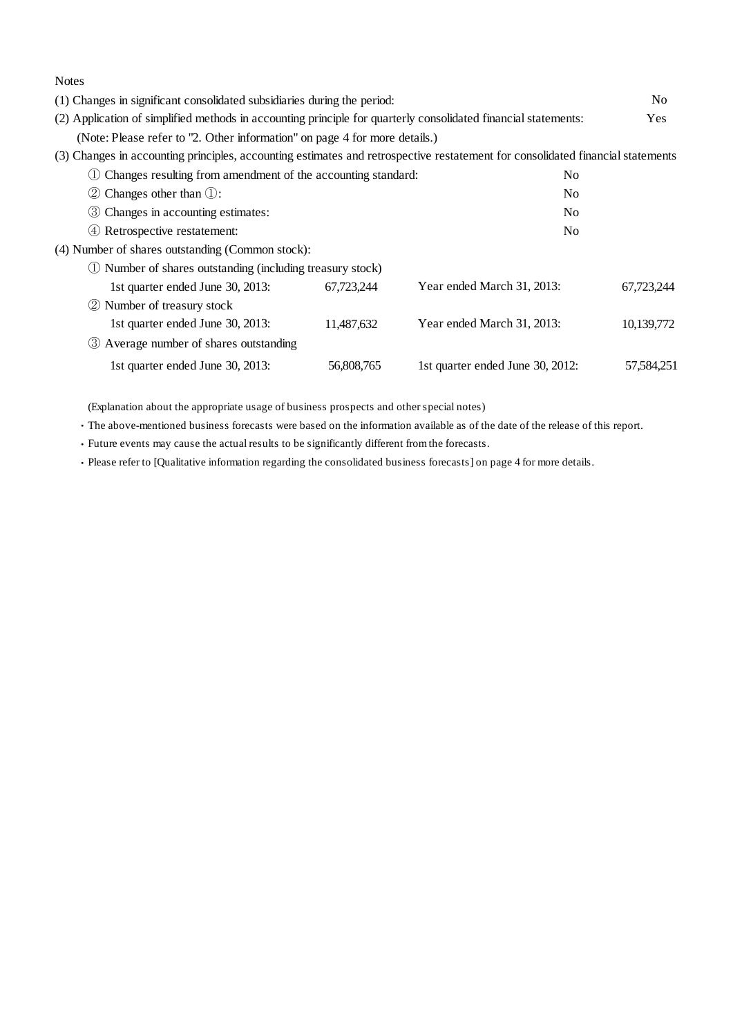Notes

(1) Changes in significant consolidated subsidiaries during the period: No

(2) Application of simplified methods in accounting principle for quarterly consolidated financial statements: Yes

(Note: Please refer to "2. Other information" on page 4 for more details.)

(3) Changes in accounting principles, accounting estimates and retrospective restatement for consolidated financial statements

① Changes resulting from amendment of the accounting standard: No

② Changes other than ①: No

③ Changes in accounting estimates: No

④ Retrospective restatement: No

(4) Number of shares outstanding (Common stock):

① Number of shares outstanding (including treasury stock)

| | | | |
|---|---|---|---|
| 1st quarter ended June 30, 2013: | 67,723,244 | Year ended March 31, 2013: | 67,723,244 |

② Number of treasury stock

| | | | |
|---|---|---|---|
| 1st quarter ended June 30, 2013: | 11,487,632 | Year ended March 31, 2013: | 10,139,772 |

③ Average number of shares outstanding

| | | | |
|---|---|---|---|
| 1st quarter ended June 30, 2013: | 56,808,765 | 1st quarter ended June 30, 2012: | 57,584,251 |

(Explanation about the appropriate usage of business prospects and other special notes)

- The above-mentioned business forecasts were based on the information available as of the date of the release of this report.
- Future events may cause the actual results to be significantly different from the forecasts.
- Please refer to [Qualitative information regarding the consolidated business forecasts] on page 4 for more details.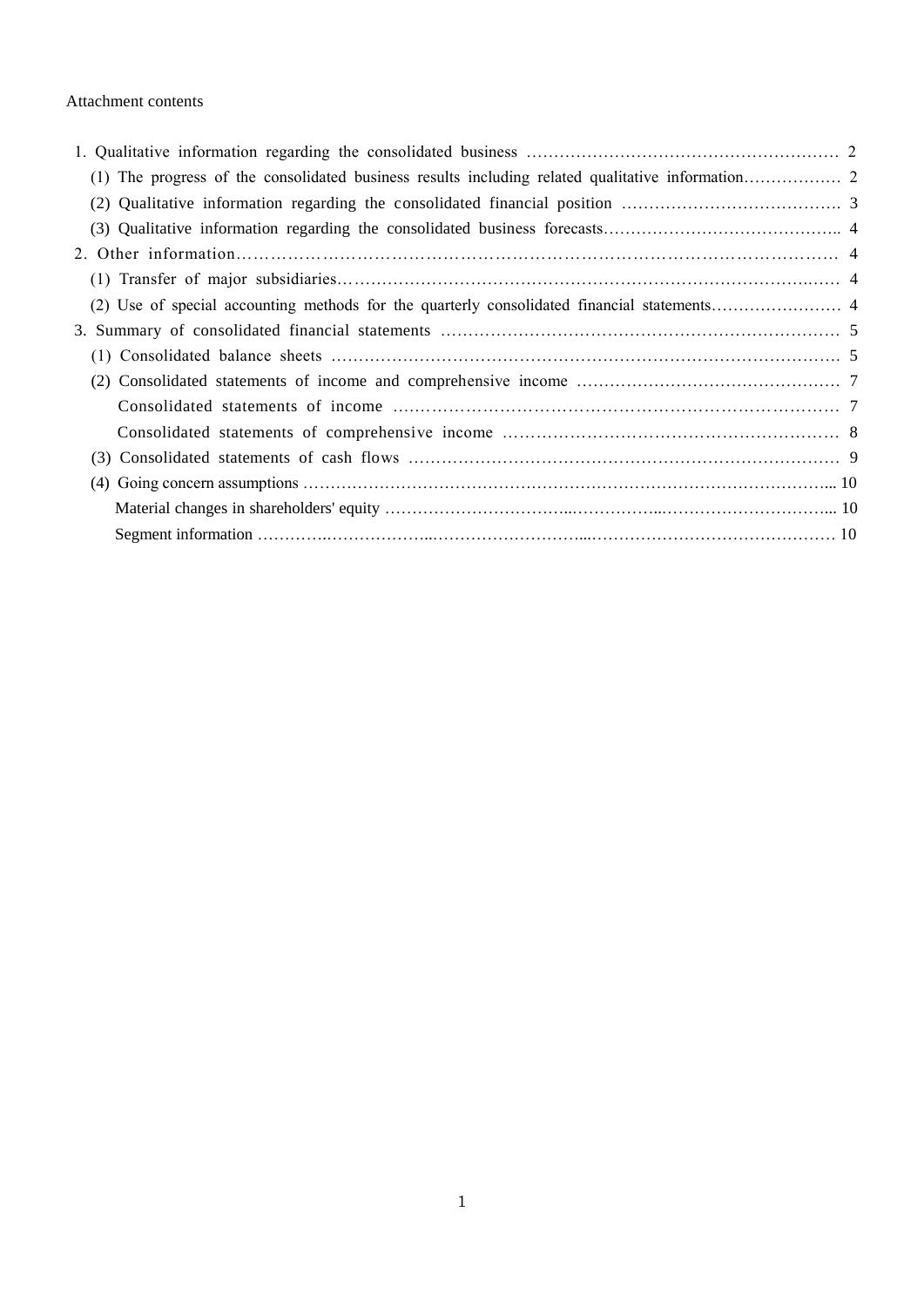Attachment contents

1. Qualitative information regarding the consolidated business …………………………………………………… 2
   - (1) The progress of the consolidated business results including related qualitative information……………… 2
   - (2) Qualitative information regarding the consolidated financial position …………………………………. 3
   - (3) Qualitative information regarding the consolidated business forecasts…………………………………….. 4

2. Other information……………………………………………………………………………………………. 4
   - (1) Transfer of major subsidiaries………………………………………………………………………….…… 4
   - (2) Use of special accounting methods for the quarterly consolidated financial statements…………………… 4

3. Summary of consolidated financial statements ……………………………………………………………… 5
   - (1) Consolidated balance sheets ………………………………………………………………………………. 5
   - (2) Consolidated statements of income and comprehensive income ………………………………………… 7
     - Consolidated statements of income ………………………………………………………………………. 7
     - Consolidated statements of comprehensive income …………………………………………………… 8
   - (3) Consolidated statements of cash flows …………………………………………………………………… 9
   - (4) Going concern assumptions ………………………………………………………………………………... 10
     - Material changes in shareholders' equity ……………………………..……………..…………………………... 10
     - Segment information ………….………………...………………………....……………………………………… 10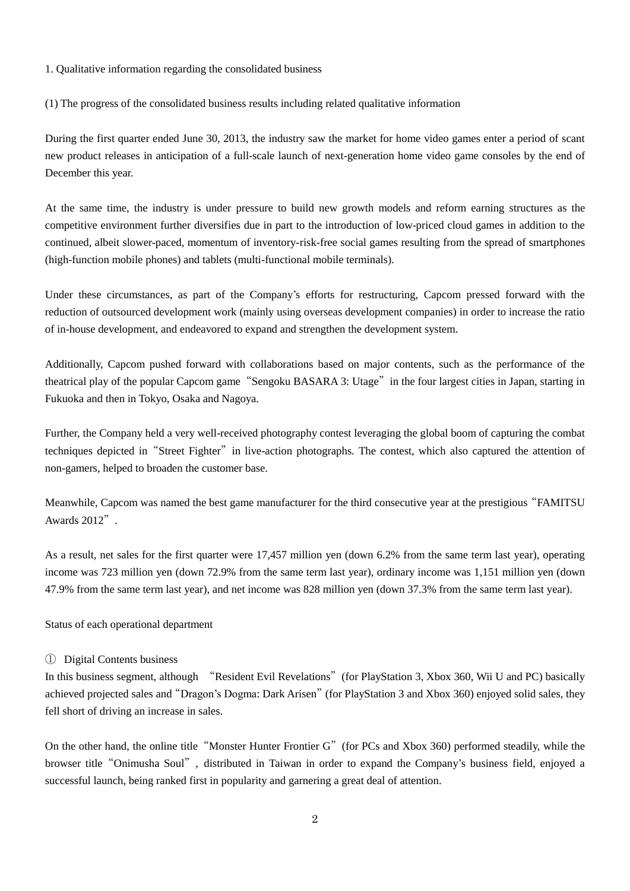## 1. Qualitative information regarding the consolidated business

### (1) The progress of the consolidated business results including related qualitative information

During the first quarter ended June 30, 2013, the industry saw the market for home video games enter a period of scant new product releases in anticipation of a full-scale launch of next-generation home video game consoles by the end of December this year.

At the same time, the industry is under pressure to build new growth models and reform earning structures as the competitive environment further diversifies due in part to the introduction of low-priced cloud games in addition to the continued, albeit slower-paced, momentum of inventory-risk-free social games resulting from the spread of smartphones (high-function mobile phones) and tablets (multi-functional mobile terminals).

Under these circumstances, as part of the Company's efforts for restructuring, Capcom pressed forward with the reduction of outsourced development work (mainly using overseas development companies) in order to increase the ratio of in-house development, and endeavored to expand and strengthen the development system.

Additionally, Capcom pushed forward with collaborations based on major contents, such as the performance of the theatrical play of the popular Capcom game "Sengoku BASARA 3: Utage" in the four largest cities in Japan, starting in Fukuoka and then in Tokyo, Osaka and Nagoya.

Further, the Company held a very well-received photography contest leveraging the global boom of capturing the combat techniques depicted in "Street Fighter" in live-action photographs. The contest, which also captured the attention of non-gamers, helped to broaden the customer base.

Meanwhile, Capcom was named the best game manufacturer for the third consecutive year at the prestigious "FAMITSU Awards 2012".

As a result, net sales for the first quarter were 17,457 million yen (down 6.2% from the same term last year), operating income was 723 million yen (down 72.9% from the same term last year), ordinary income was 1,151 million yen (down 47.9% from the same term last year), and net income was 828 million yen (down 37.3% from the same term last year).

Status of each operational department

① Digital Contents business

In this business segment, although "Resident Evil Revelations" (for PlayStation 3, Xbox 360, Wii U and PC) basically achieved projected sales and "Dragon's Dogma: Dark Arisen" (for PlayStation 3 and Xbox 360) enjoyed solid sales, they fell short of driving an increase in sales.

On the other hand, the online title "Monster Hunter Frontier G" (for PCs and Xbox 360) performed steadily, while the browser title "Onimusha Soul", distributed in Taiwan in order to expand the Company's business field, enjoyed a successful launch, being ranked first in popularity and garnering a great deal of attention.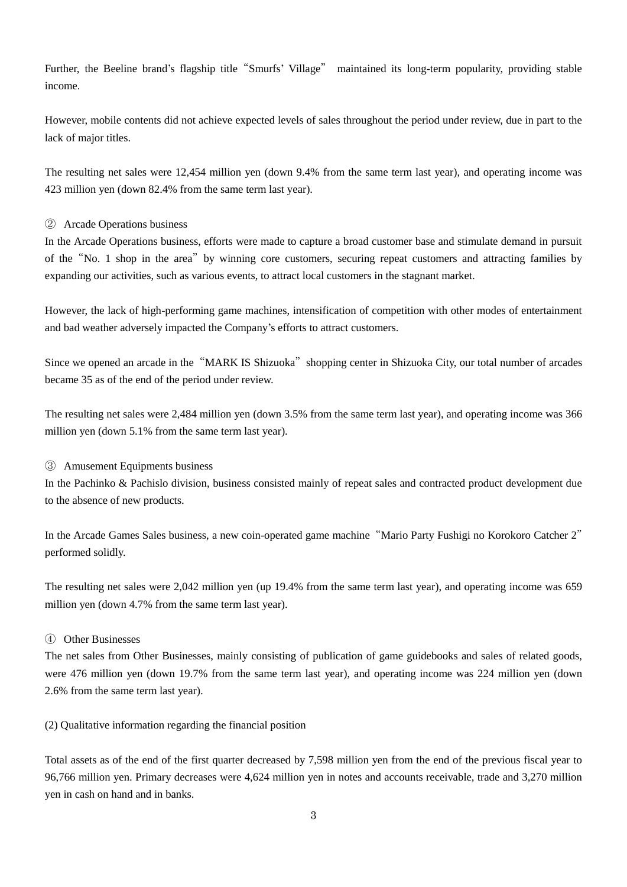Further, the Beeline brand's flagship title "Smurfs' Village" maintained its long-term popularity, providing stable income.

However, mobile contents did not achieve expected levels of sales throughout the period under review, due in part to the lack of major titles.

The resulting net sales were 12,454 million yen (down 9.4% from the same term last year), and operating income was 423 million yen (down 82.4% from the same term last year).

② Arcade Operations business

In the Arcade Operations business, efforts were made to capture a broad customer base and stimulate demand in pursuit of the "No. 1 shop in the area" by winning core customers, securing repeat customers and attracting families by expanding our activities, such as various events, to attract local customers in the stagnant market.

However, the lack of high-performing game machines, intensification of competition with other modes of entertainment and bad weather adversely impacted the Company's efforts to attract customers.

Since we opened an arcade in the "MARK IS Shizuoka" shopping center in Shizuoka City, our total number of arcades became 35 as of the end of the period under review.

The resulting net sales were 2,484 million yen (down 3.5% from the same term last year), and operating income was 366 million yen (down 5.1% from the same term last year).

③ Amusement Equipments business

In the Pachinko & Pachislo division, business consisted mainly of repeat sales and contracted product development due to the absence of new products.

In the Arcade Games Sales business, a new coin-operated game machine "Mario Party Fushigi no Korokoro Catcher 2" performed solidly.

The resulting net sales were 2,042 million yen (up 19.4% from the same term last year), and operating income was 659 million yen (down 4.7% from the same term last year).

④ Other Businesses

The net sales from Other Businesses, mainly consisting of publication of game guidebooks and sales of related goods, were 476 million yen (down 19.7% from the same term last year), and operating income was 224 million yen (down 2.6% from the same term last year).

(2) Qualitative information regarding the financial position

Total assets as of the end of the first quarter decreased by 7,598 million yen from the end of the previous fiscal year to 96,766 million yen. Primary decreases were 4,624 million yen in notes and accounts receivable, trade and 3,270 million yen in cash on hand and in banks.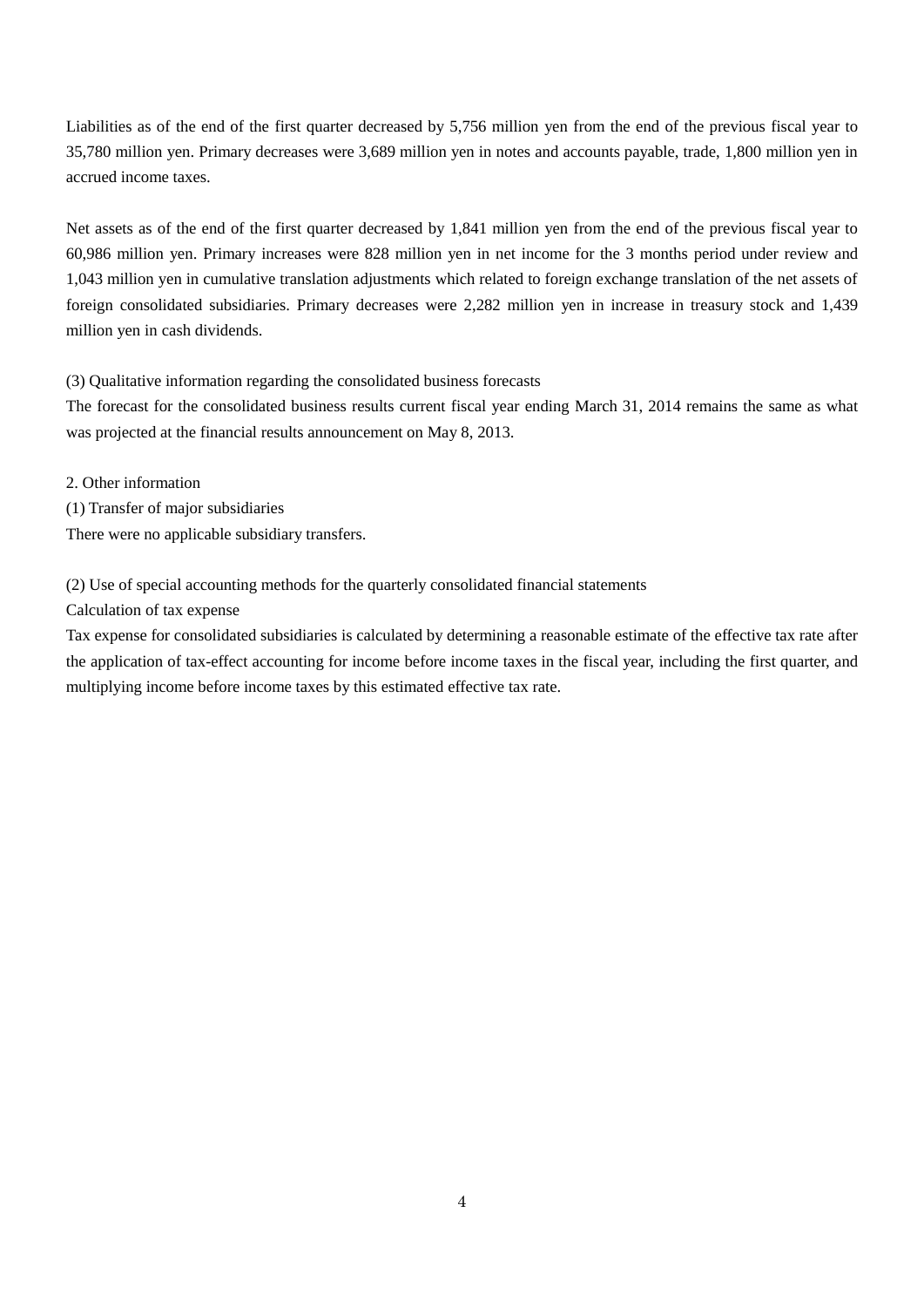Liabilities as of the end of the first quarter decreased by 5,756 million yen from the end of the previous fiscal year to 35,780 million yen. Primary decreases were 3,689 million yen in notes and accounts payable, trade, 1,800 million yen in accrued income taxes.

Net assets as of the end of the first quarter decreased by 1,841 million yen from the end of the previous fiscal year to 60,986 million yen. Primary increases were 828 million yen in net income for the 3 months period under review and 1,043 million yen in cumulative translation adjustments which related to foreign exchange translation of the net assets of foreign consolidated subsidiaries. Primary decreases were 2,282 million yen in increase in treasury stock and 1,439 million yen in cash dividends.

(3) Qualitative information regarding the consolidated business forecasts

The forecast for the consolidated business results current fiscal year ending March 31, 2014 remains the same as what was projected at the financial results announcement on May 8, 2013.

2. Other information

(1) Transfer of major subsidiaries

There were no applicable subsidiary transfers.

(2) Use of special accounting methods for the quarterly consolidated financial statements

Calculation of tax expense

Tax expense for consolidated subsidiaries is calculated by determining a reasonable estimate of the effective tax rate after the application of tax-effect accounting for income before income taxes in the fiscal year, including the first quarter, and multiplying income before income taxes by this estimated effective tax rate.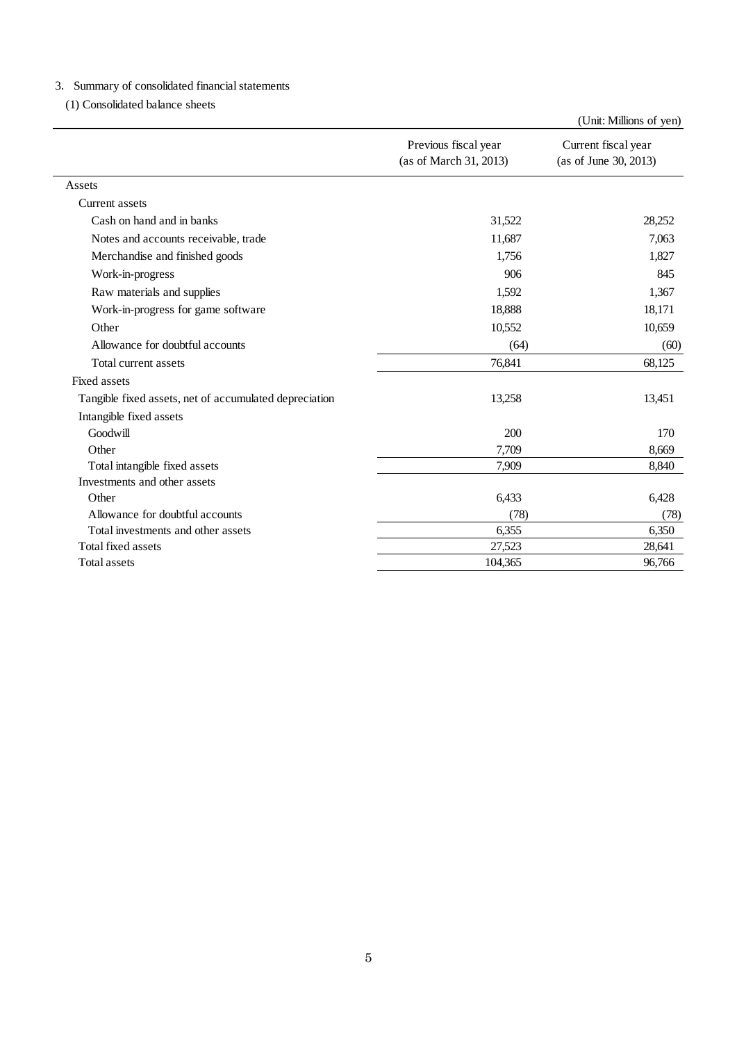3. Summary of consolidated financial statements

(1) Consolidated balance sheets

(Unit: Millions of yen)

| | Previous fiscal year (as of March 31, 2013) | Current fiscal year (as of June 30, 2013) |
|---|---|---|
| Assets | | |
| Current assets | | |
| Cash on hand and in banks | 31,522 | 28,252 |
| Notes and accounts receivable, trade | 11,687 | 7,063 |
| Merchandise and finished goods | 1,756 | 1,827 |
| Work-in-progress | 906 | 845 |
| Raw materials and supplies | 1,592 | 1,367 |
| Work-in-progress for game software | 18,888 | 18,171 |
| Other | 10,552 | 10,659 |
| Allowance for doubtful accounts | (64) | (60) |
| Total current assets | 76,841 | 68,125 |
| Fixed assets | | |
| Tangible fixed assets, net of accumulated depreciation | 13,258 | 13,451 |
| Intangible fixed assets | | |
| Goodwill | 200 | 170 |
| Other | 7,709 | 8,669 |
| Total intangible fixed assets | 7,909 | 8,840 |
| Investments and other assets | | |
| Other | 6,433 | 6,428 |
| Allowance for doubtful accounts | (78) | (78) |
| Total investments and other assets | 6,355 | 6,350 |
| Total fixed assets | 27,523 | 28,641 |
| Total assets | 104,365 | 96,766 |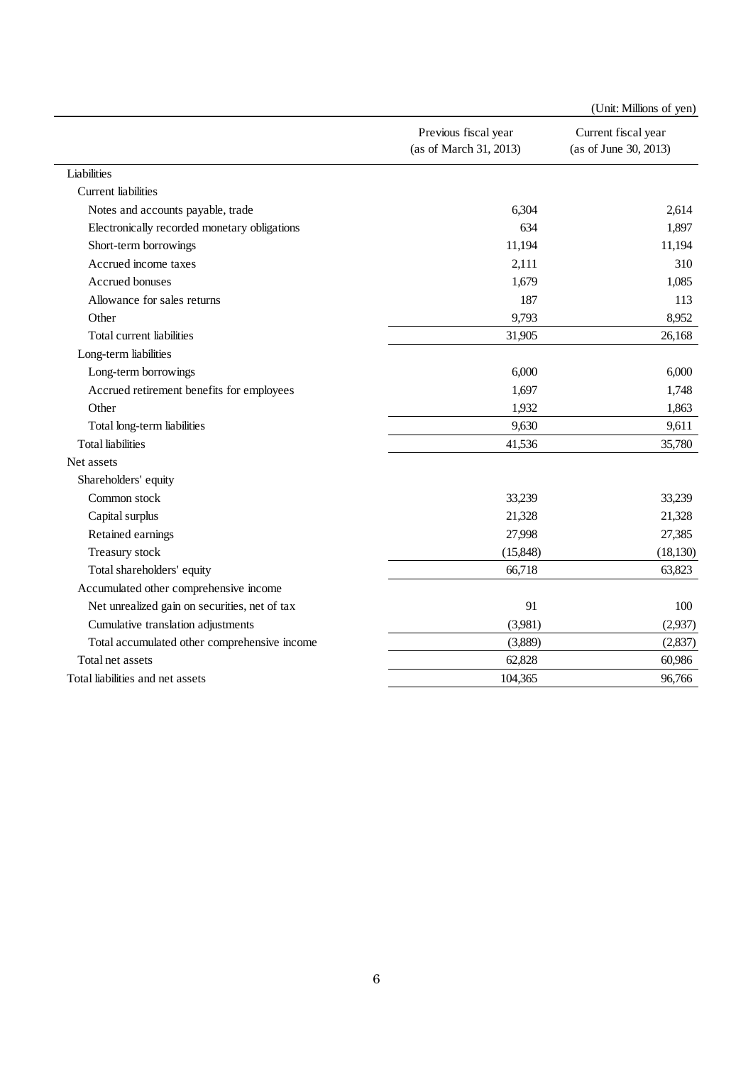(Unit: Millions of yen)

| | Previous fiscal year (as of March 31, 2013) | Current fiscal year (as of June 30, 2013) |
|---|---|---|
| Liabilities | | |
| Current liabilities | | |
| Notes and accounts payable, trade | 6,304 | 2,614 |
| Electronically recorded monetary obligations | 634 | 1,897 |
| Short-term borrowings | 11,194 | 11,194 |
| Accrued income taxes | 2,111 | 310 |
| Accrued bonuses | 1,679 | 1,085 |
| Allowance for sales returns | 187 | 113 |
| Other | 9,793 | 8,952 |
| Total current liabilities | 31,905 | 26,168 |
| Long-term liabilities | | |
| Long-term borrowings | 6,000 | 6,000 |
| Accrued retirement benefits for employees | 1,697 | 1,748 |
| Other | 1,932 | 1,863 |
| Total long-term liabilities | 9,630 | 9,611 |
| Total liabilities | 41,536 | 35,780 |
| Net assets | | |
| Shareholders' equity | | |
| Common stock | 33,239 | 33,239 |
| Capital surplus | 21,328 | 21,328 |
| Retained earnings | 27,998 | 27,385 |
| Treasury stock | (15,848) | (18,130) |
| Total shareholders' equity | 66,718 | 63,823 |
| Accumulated other comprehensive income | | |
| Net unrealized gain on securities, net of tax | 91 | 100 |
| Cumulative translation adjustments | (3,981) | (2,937) |
| Total accumulated other comprehensive income | (3,889) | (2,837) |
| Total net assets | 62,828 | 60,986 |
| Total liabilities and net assets | 104,365 | 96,766 |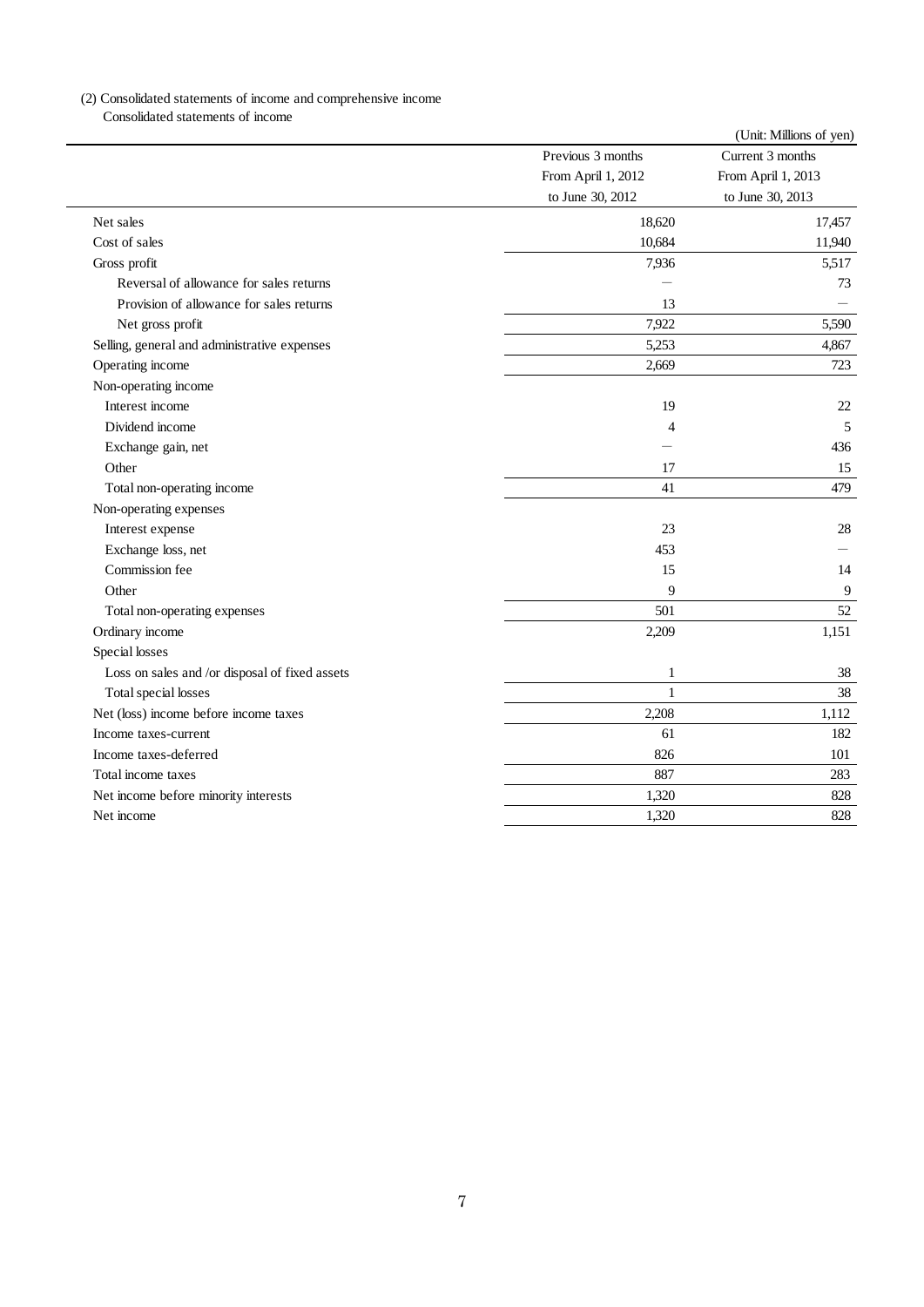(2) Consolidated statements of income and comprehensive income

Consolidated statements of income

(Unit: Millions of yen)

| | Previous 3 months From April 1, 2012 to June 30, 2012 | Current 3 months From April 1, 2013 to June 30, 2013 |
|---|---|---|
| Net sales | 18,620 | 17,457 |
| Cost of sales | 10,684 | 11,940 |
| Gross profit | 7,936 | 5,517 |
| Reversal of allowance for sales returns | — | 73 |
| Provision of allowance for sales returns | 13 | — |
| Net gross profit | 7,922 | 5,590 |
| Selling, general and administrative expenses | 5,253 | 4,867 |
| Operating income | 2,669 | 723 |
| Non-operating income | | |
| Interest income | 19 | 22 |
| Dividend income | 4 | 5 |
| Exchange gain, net | — | 436 |
| Other | 17 | 15 |
| Total non-operating income | 41 | 479 |
| Non-operating expenses | | |
| Interest expense | 23 | 28 |
| Exchange loss, net | 453 | — |
| Commission fee | 15 | 14 |
| Other | 9 | 9 |
| Total non-operating expenses | 501 | 52 |
| Ordinary income | 2,209 | 1,151 |
| Special losses | | |
| Loss on sales and /or disposal of fixed assets | 1 | 38 |
| Total special losses | 1 | 38 |
| Net (loss) income before income taxes | 2,208 | 1,112 |
| Income taxes-current | 61 | 182 |
| Income taxes-deferred | 826 | 101 |
| Total income taxes | 887 | 283 |
| Net income before minority interests | 1,320 | 828 |
| Net income | 1,320 | 828 |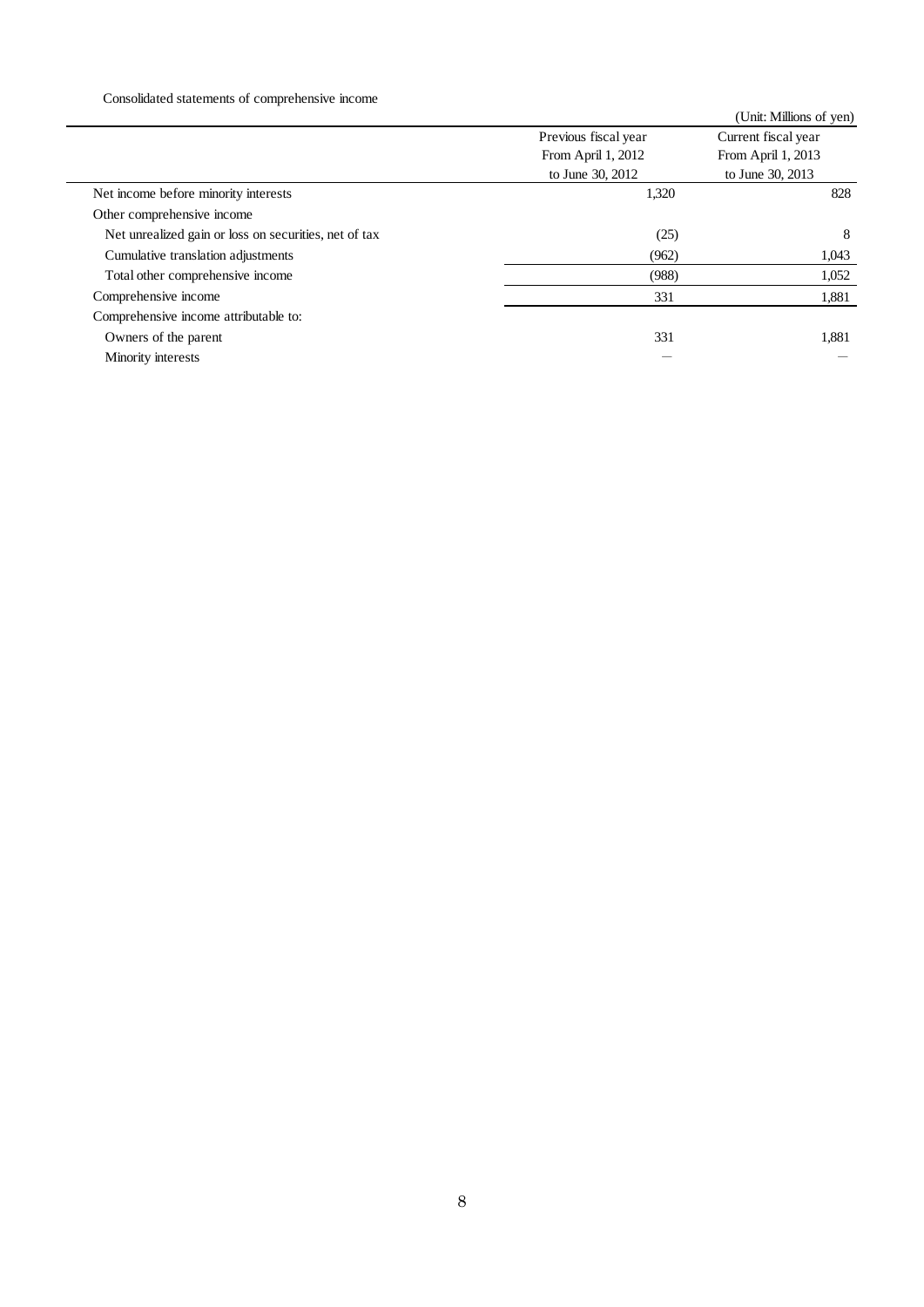Consolidated statements of comprehensive income

(Unit: Millions of yen)

| | Previous fiscal year From April 1, 2012 to June 30, 2012 | Current fiscal year From April 1, 2013 to June 30, 2013 |
|---|---|---|
| Net income before minority interests | 1,320 | 828 |
| Other comprehensive income | | |
| Net unrealized gain or loss on securities, net of tax | (25) | 8 |
| Cumulative translation adjustments | (962) | 1,043 |
| Total other comprehensive income | (988) | 1,052 |
| Comprehensive income | 331 | 1,881 |
| Comprehensive income attributable to: | | |
| Owners of the parent | 331 | 1,881 |
| Minority interests | — | — |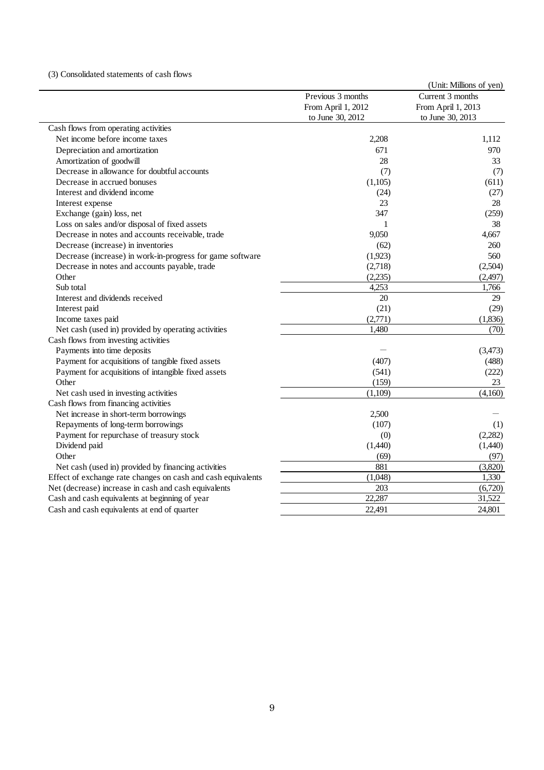(3) Consolidated statements of cash flows

(Unit: Millions of yen)

| | Previous 3 months From April 1, 2012 to June 30, 2012 | Current 3 months From April 1, 2013 to June 30, 2013 |
|---|---|---|
| Cash flows from operating activities | | |
| Net income before income taxes | 2,208 | 1,112 |
| Depreciation and amortization | 671 | 970 |
| Amortization of goodwill | 28 | 33 |
| Decrease in allowance for doubtful accounts | (7) | (7) |
| Decrease in accrued bonuses | (1,105) | (611) |
| Interest and dividend income | (24) | (27) |
| Interest expense | 23 | 28 |
| Exchange (gain) loss, net | 347 | (259) |
| Loss on sales and/or disposal of fixed assets | 1 | 38 |
| Decrease in notes and accounts receivable, trade | 9,050 | 4,667 |
| Decrease (increase) in inventories | (62) | 260 |
| Decrease (increase) in work-in-progress for game software | (1,923) | 560 |
| Decrease in notes and accounts payable, trade | (2,718) | (2,504) |
| Other | (2,235) | (2,497) |
| Sub total | 4,253 | 1,766 |
| Interest and dividends received | 20 | 29 |
| Interest paid | (21) | (29) |
| Income taxes paid | (2,771) | (1,836) |
| Net cash (used in) provided by operating activities | 1,480 | (70) |
| Cash flows from investing activities | | |
| Payments into time deposits | — | (3,473) |
| Payment for acquisitions of tangible fixed assets | (407) | (488) |
| Payment for acquisitions of intangible fixed assets | (541) | (222) |
| Other | (159) | 23 |
| Net cash used in investing activities | (1,109) | (4,160) |
| Cash flows from financing activities | | |
| Net increase in short-term borrowings | 2,500 | — |
| Repayments of long-term borrowings | (107) | (1) |
| Payment for repurchase of treasury stock | (0) | (2,282) |
| Dividend paid | (1,440) | (1,440) |
| Other | (69) | (97) |
| Net cash (used in) provided by financing activities | 881 | (3,820) |
| Effect of exchange rate changes on cash and cash equivalents | (1,048) | 1,330 |
| Net (decrease) increase in cash and cash equivalents | 203 | (6,720) |
| Cash and cash equivalents at beginning of year | 22,287 | 31,522 |
| Cash and cash equivalents at end of quarter | 22,491 | 24,801 |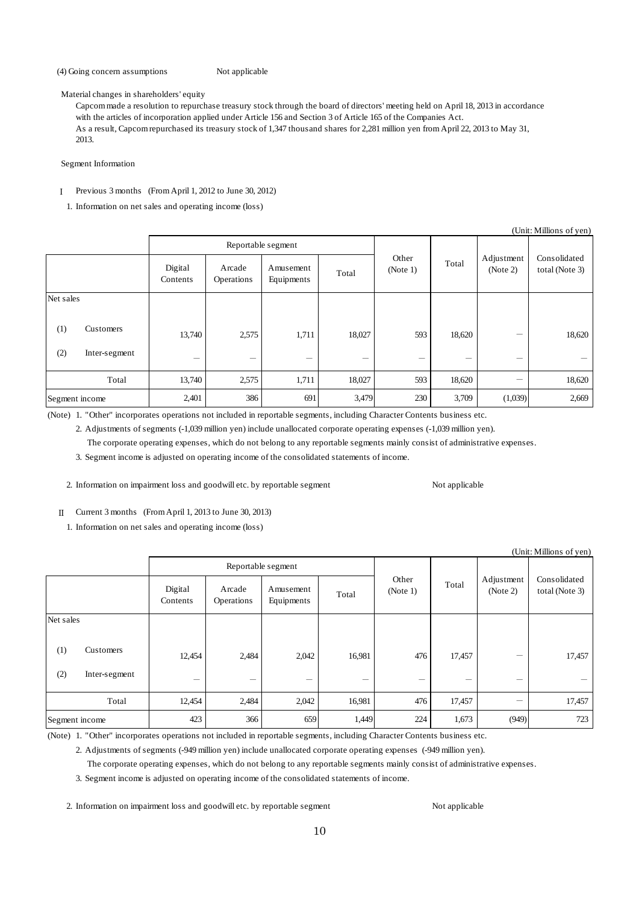(4) Going concern assumptions　　　Not applicable

Material changes in shareholders' equity

Capcom made a resolution to repurchase treasury stock through the board of directors' meeting held on April 18, 2013 in accordance with the articles of incorporation applied under Article 156 and Section 3 of Article 165 of the Companies Act.
As a result, Capcom repurchased its treasury stock of 1,347 thousand shares for 2,281 million yen from April 22, 2013 to May 31, 2013.

Segment Information

I　Previous 3 months　(From April 1, 2012 to June 30, 2012)

1. Information on net sales and operating income (loss)

(Unit: Millions of yen)

| | Reportable segment | | | | Other (Note 1) | Total | Adjustment (Note 2) | Consolidated total (Note 3) |
|---|---|---|---|---|---|---|---|---|
| | Digital Contents | Arcade Operations | Amusement Equipments | Total | | | | |
| Net sales | | | | | | | | |
| (1) Customers | 13,740 | 2,575 | 1,711 | 18,027 | 593 | 18,620 | – | 18,620 |
| (2) Inter-segment | – | – | – | – | – | – | – | – |
| Total | 13,740 | 2,575 | 1,711 | 18,027 | 593 | 18,620 | – | 18,620 |
| Segment income | 2,401 | 386 | 691 | 3,479 | 230 | 3,709 | (1,039) | 2,669 |

(Note) 1. "Other" incorporates operations not included in reportable segments, including Character Contents business etc.

2. Adjustments of segments (-1,039 million yen) include unallocated corporate operating expenses (-1,039 million yen).
The corporate operating expenses, which do not belong to any reportable segments mainly consist of administrative expenses.

3. Segment income is adjusted on operating income of the consolidated statements of income.

2. Information on impairment loss and goodwill etc. by reportable segment　　　Not applicable

II　Current 3 months　(From April 1, 2013 to June 30, 2013)

1. Information on net sales and operating income (loss)

(Unit: Millions of yen)

| | Reportable segment | | | | Other (Note 1) | Total | Adjustment (Note 2) | Consolidated total (Note 3) |
|---|---|---|---|---|---|---|---|---|
| | Digital Contents | Arcade Operations | Amusement Equipments | Total | | | | |
| Net sales | | | | | | | | |
| (1) Customers | 12,454 | 2,484 | 2,042 | 16,981 | 476 | 17,457 | – | 17,457 |
| (2) Inter-segment | – | – | – | – | – | – | – | – |
| Total | 12,454 | 2,484 | 2,042 | 16,981 | 476 | 17,457 | – | 17,457 |
| Segment income | 423 | 366 | 659 | 1,449 | 224 | 1,673 | (949) | 723 |

(Note) 1. "Other" incorporates operations not included in reportable segments, including Character Contents business etc.

2. Adjustments of segments (-949 million yen) include unallocated corporate operating expenses (-949 million yen).
The corporate operating expenses, which do not belong to any reportable segments mainly consist of administrative expenses.

3. Segment income is adjusted on operating income of the consolidated statements of income.

2. Information on impairment loss and goodwill etc. by reportable segment　　　Not applicable